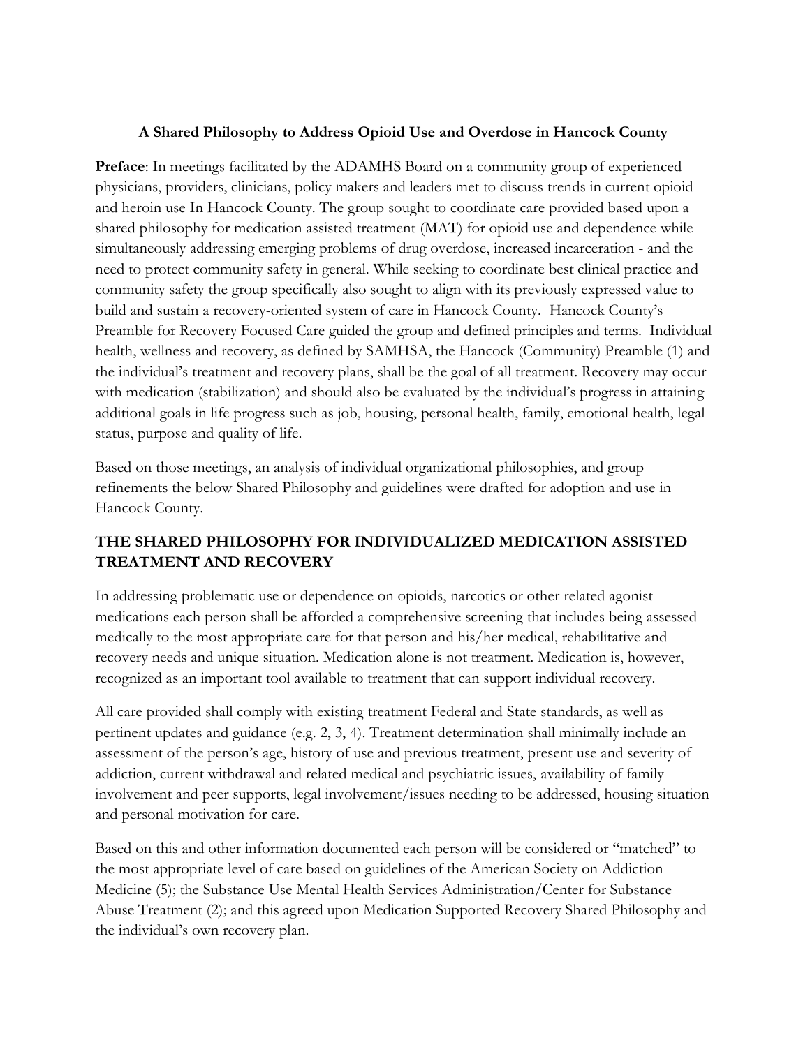**A Shared Philosophy to Address Opioid Use and Overdose in Hancock County**

**Preface**: In meetings facilitated by the ADAMHS Board on a community group of experienced physicians, providers, clinicians, policy makers and leaders met to discuss trends in current opioid and heroin use In Hancock County. The group sought to coordinate care provided based upon a shared philosophy for medication assisted treatment (MAT) for opioid use and dependence while simultaneously addressing emerging problems of drug overdose, increased incarceration - and the need to protect community safety in general. While seeking to coordinate best clinical practice and community safety the group specifically also sought to align with its previously expressed value to build and sustain a recovery-oriented system of care in Hancock County. Hancock County's Preamble for Recovery Focused Care guided the group and defined principles and terms. Individual health, wellness and recovery, as defined by SAMHSA, the Hancock (Community) Preamble (1) and the individual's treatment and recovery plans, shall be the goal of all treatment. Recovery may occur with medication (stabilization) and should also be evaluated by the individual's progress in attaining additional goals in life progress such as job, housing, personal health, family, emotional health, legal status, purpose and quality of life.

Based on those meetings, an analysis of individual organizational philosophies, and group refinements the below Shared Philosophy and guidelines were drafted for adoption and use in Hancock County.

## THE SHARED PHILOSOPHY FOR INDIVIDUALIZED MEDICATION ASSISTED TREATMENT AND RECOVERY

In addressing problematic use or dependence on opioids, narcotics or other related agonist medications each person shall be afforded a comprehensive screening that includes being assessed medically to the most appropriate care for that person and his/her medical, rehabilitative and recovery needs and unique situation. Medication alone is not treatment. Medication is, however, recognized as an important tool available to treatment that can support individual recovery.

All care provided shall comply with existing treatment Federal and State standards, as well as pertinent updates and guidance (e.g. 2, 3, 4). Treatment determination shall minimally include an assessment of the person's age, history of use and previous treatment, present use and severity of addiction, current withdrawal and related medical and psychiatric issues, availability of family involvement and peer supports, legal involvement/issues needing to be addressed, housing situation and personal motivation for care.

Based on this and other information documented each person will be considered or "matched" to the most appropriate level of care based on guidelines of the American Society on Addiction Medicine (5); the Substance Use Mental Health Services Administration/Center for Substance Abuse Treatment (2); and this agreed upon Medication Supported Recovery Shared Philosophy and the individual's own recovery plan.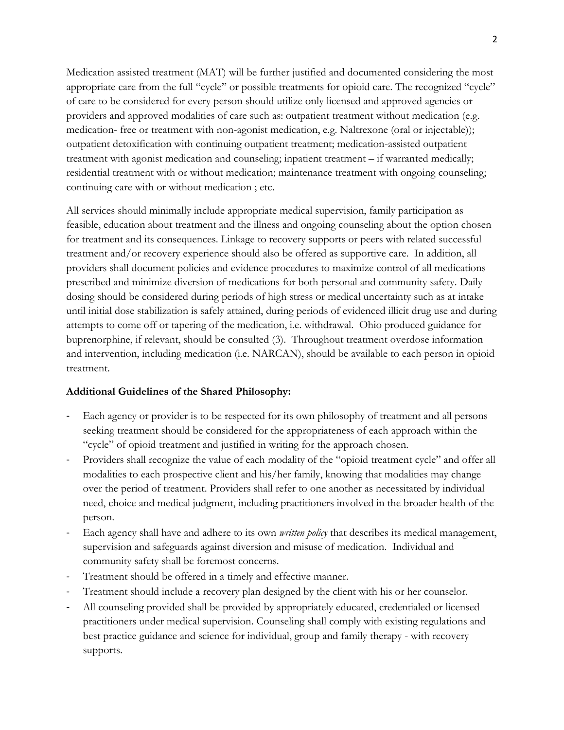Medication assisted treatment (MAT) will be further justified and documented considering the most appropriate care from the full "cycle" or possible treatments for opioid care. The recognized "cycle" of care to be considered for every person should utilize only licensed and approved agencies or providers and approved modalities of care such as: outpatient treatment without medication (e.g. medication- free or treatment with non-agonist medication, e.g. Naltrexone (oral or injectable)); outpatient detoxification with continuing outpatient treatment; medication-assisted outpatient treatment with agonist medication and counseling; inpatient treatment – if warranted medically; residential treatment with or without medication; maintenance treatment with ongoing counseling; continuing care with or without medication ; etc.

All services should minimally include appropriate medical supervision, family participation as feasible, education about treatment and the illness and ongoing counseling about the option chosen for treatment and its consequences. Linkage to recovery supports or peers with related successful treatment and/or recovery experience should also be offered as supportive care. In addition, all providers shall document policies and evidence procedures to maximize control of all medications prescribed and minimize diversion of medications for both personal and community safety. Daily dosing should be considered during periods of high stress or medical uncertainty such as at intake until initial dose stabilization is safely attained, during periods of evidenced illicit drug use and during attempts to come off or tapering of the medication, i.e. withdrawal. Ohio produced guidance for buprenorphine, if relevant, should be consulted (3). Throughout treatment overdose information and intervention, including medication (i.e. NARCAN), should be available to each person in opioid treatment.

**Additional Guidelines of the Shared Philosophy:**

- Each agency or provider is to be respected for its own philosophy of treatment and all persons seeking treatment should be considered for the appropriateness of each approach within the "cycle" of opioid treatment and justified in writing for the approach chosen.
- Providers shall recognize the value of each modality of the "opioid treatment cycle" and offer all modalities to each prospective client and his/her family, knowing that modalities may change over the period of treatment. Providers shall refer to one another as necessitated by individual need, choice and medical judgment, including practitioners involved in the broader health of the person.
- Each agency shall have and adhere to its own *written policy* that describes its medical management, supervision and safeguards against diversion and misuse of medication. Individual and community safety shall be foremost concerns.
- Treatment should be offered in a timely and effective manner.
- Treatment should include a recovery plan designed by the client with his or her counselor.
- All counseling provided shall be provided by appropriately educated, credentialed or licensed practitioners under medical supervision. Counseling shall comply with existing regulations and best practice guidance and science for individual, group and family therapy - with recovery supports.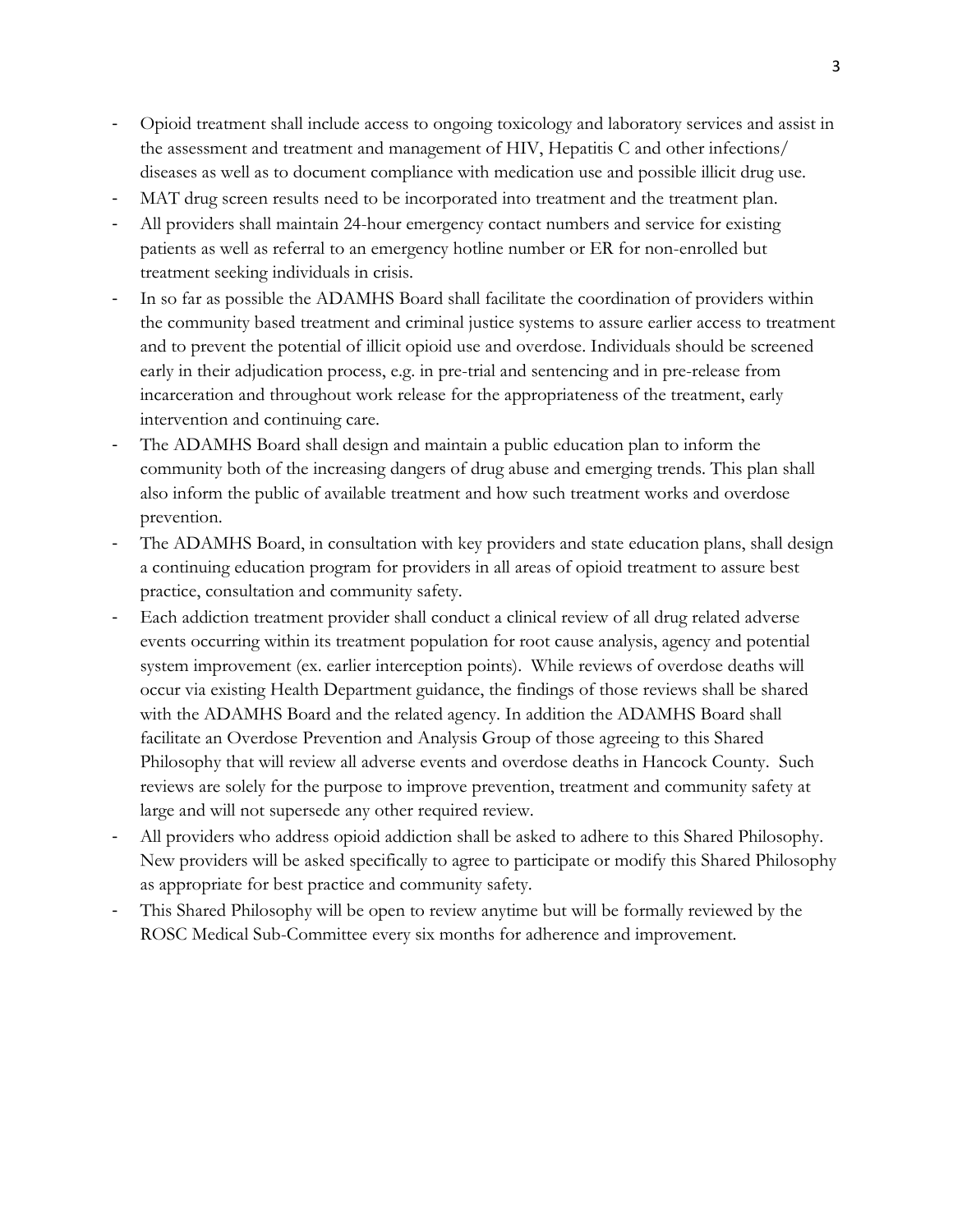- Opioid treatment shall include access to ongoing toxicology and laboratory services and assist in the assessment and treatment and management of HIV, Hepatitis C and other infections/ diseases as well as to document compliance with medication use and possible illicit drug use.
- MAT drug screen results need to be incorporated into treatment and the treatment plan.
- All providers shall maintain 24-hour emergency contact numbers and service for existing patients as well as referral to an emergency hotline number or ER for non-enrolled but treatment seeking individuals in crisis.
- In so far as possible the ADAMHS Board shall facilitate the coordination of providers within the community based treatment and criminal justice systems to assure earlier access to treatment and to prevent the potential of illicit opioid use and overdose. Individuals should be screened early in their adjudication process, e.g. in pre-trial and sentencing and in pre-release from incarceration and throughout work release for the appropriateness of the treatment, early intervention and continuing care.
- The ADAMHS Board shall design and maintain a public education plan to inform the community both of the increasing dangers of drug abuse and emerging trends. This plan shall also inform the public of available treatment and how such treatment works and overdose prevention.
- The ADAMHS Board, in consultation with key providers and state education plans, shall design a continuing education program for providers in all areas of opioid treatment to assure best practice, consultation and community safety.
- Each addiction treatment provider shall conduct a clinical review of all drug related adverse events occurring within its treatment population for root cause analysis, agency and potential system improvement (ex. earlier interception points). While reviews of overdose deaths will occur via existing Health Department guidance, the findings of those reviews shall be shared with the ADAMHS Board and the related agency. In addition the ADAMHS Board shall facilitate an Overdose Prevention and Analysis Group of those agreeing to this Shared Philosophy that will review all adverse events and overdose deaths in Hancock County. Such reviews are solely for the purpose to improve prevention, treatment and community safety at large and will not supersede any other required review.
- All providers who address opioid addiction shall be asked to adhere to this Shared Philosophy. New providers will be asked specifically to agree to participate or modify this Shared Philosophy as appropriate for best practice and community safety.
- This Shared Philosophy will be open to review anytime but will be formally reviewed by the ROSC Medical Sub-Committee every six months for adherence and improvement.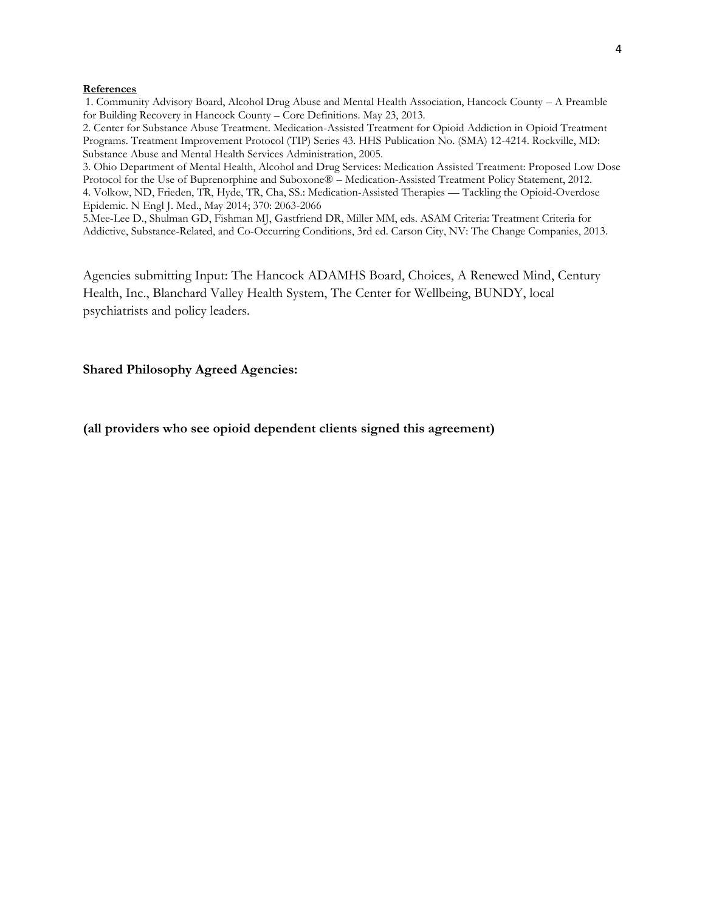**References**

1. Community Advisory Board, Alcohol Drug Abuse and Mental Health Association, Hancock County – A Preamble for Building Recovery in Hancock County – Core Definitions. May 23, 2013.
2. Center for Substance Abuse Treatment. Medication-Assisted Treatment for Opioid Addiction in Opioid Treatment Programs. Treatment Improvement Protocol (TIP) Series 43. HHS Publication No. (SMA) 12-4214. Rockville, MD: Substance Abuse and Mental Health Services Administration, 2005.
3. Ohio Department of Mental Health, Alcohol and Drug Services: Medication Assisted Treatment: Proposed Low Dose Protocol for the Use of Buprenorphine and Suboxone® – Medication-Assisted Treatment Policy Statement, 2012.
4. Volkow, ND, Frieden, TR, Hyde, TR, Cha, SS.: Medication-Assisted Therapies — Tackling the Opioid-Overdose Epidemic. N Engl J. Med., May 2014; 370: 2063-2066
5. Mee-Lee D., Shulman GD, Fishman MJ, Gastfriend DR, Miller MM, eds. ASAM Criteria: Treatment Criteria for Addictive, Substance-Related, and Co-Occurring Conditions, 3rd ed. Carson City, NV: The Change Companies, 2013.

Agencies submitting Input: The Hancock ADAMHS Board, Choices, A Renewed Mind, Century Health, Inc., Blanchard Valley Health System, The Center for Wellbeing, BUNDY, local psychiatrists and policy leaders.

**Shared Philosophy Agreed Agencies:**

**(all providers who see opioid dependent clients signed this agreement)**